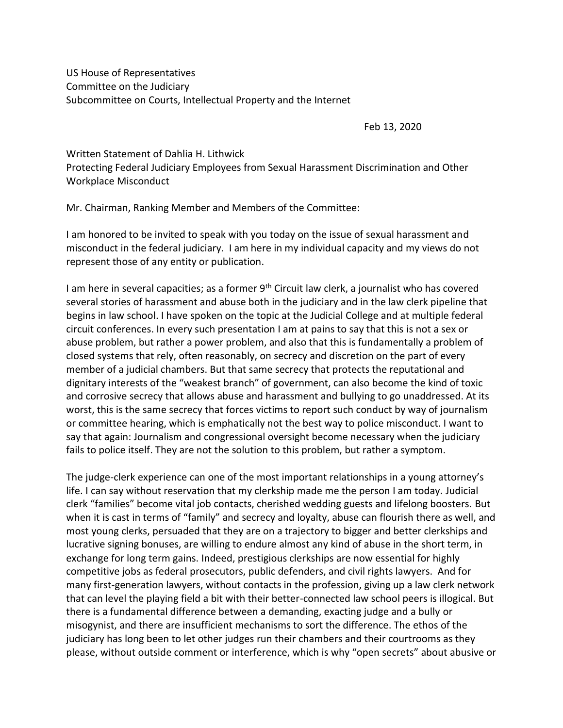US House of Representatives
Committee on the Judiciary
Subcommittee on Courts, Intellectual Property and the Internet

Feb 13, 2020

Written Statement of Dahlia H. Lithwick
Protecting Federal Judiciary Employees from Sexual Harassment Discrimination and Other Workplace Misconduct

Mr. Chairman, Ranking Member and Members of the Committee:

I am honored to be invited to speak with you today on the issue of sexual harassment and misconduct in the federal judiciary. I am here in my individual capacity and my views do not represent those of any entity or publication.

I am here in several capacities; as a former 9th Circuit law clerk, a journalist who has covered several stories of harassment and abuse both in the judiciary and in the law clerk pipeline that begins in law school. I have spoken on the topic at the Judicial College and at multiple federal circuit conferences. In every such presentation I am at pains to say that this is not a sex or abuse problem, but rather a power problem, and also that this is fundamentally a problem of closed systems that rely, often reasonably, on secrecy and discretion on the part of every member of a judicial chambers. But that same secrecy that protects the reputational and dignitary interests of the "weakest branch" of government, can also become the kind of toxic and corrosive secrecy that allows abuse and harassment and bullying to go unaddressed. At its worst, this is the same secrecy that forces victims to report such conduct by way of journalism or committee hearing, which is emphatically not the best way to police misconduct. I want to say that again: Journalism and congressional oversight become necessary when the judiciary fails to police itself. They are not the solution to this problem, but rather a symptom.

The judge-clerk experience can one of the most important relationships in a young attorney's life. I can say without reservation that my clerkship made me the person I am today. Judicial clerk "families" become vital job contacts, cherished wedding guests and lifelong boosters. But when it is cast in terms of "family" and secrecy and loyalty, abuse can flourish there as well, and most young clerks, persuaded that they are on a trajectory to bigger and better clerkships and lucrative signing bonuses, are willing to endure almost any kind of abuse in the short term, in exchange for long term gains. Indeed, prestigious clerkships are now essential for highly competitive jobs as federal prosecutors, public defenders, and civil rights lawyers. And for many first-generation lawyers, without contacts in the profession, giving up a law clerk network that can level the playing field a bit with their better-connected law school peers is illogical. But there is a fundamental difference between a demanding, exacting judge and a bully or misogynist, and there are insufficient mechanisms to sort the difference. The ethos of the judiciary has long been to let other judges run their chambers and their courtrooms as they please, without outside comment or interference, which is why "open secrets" about abusive or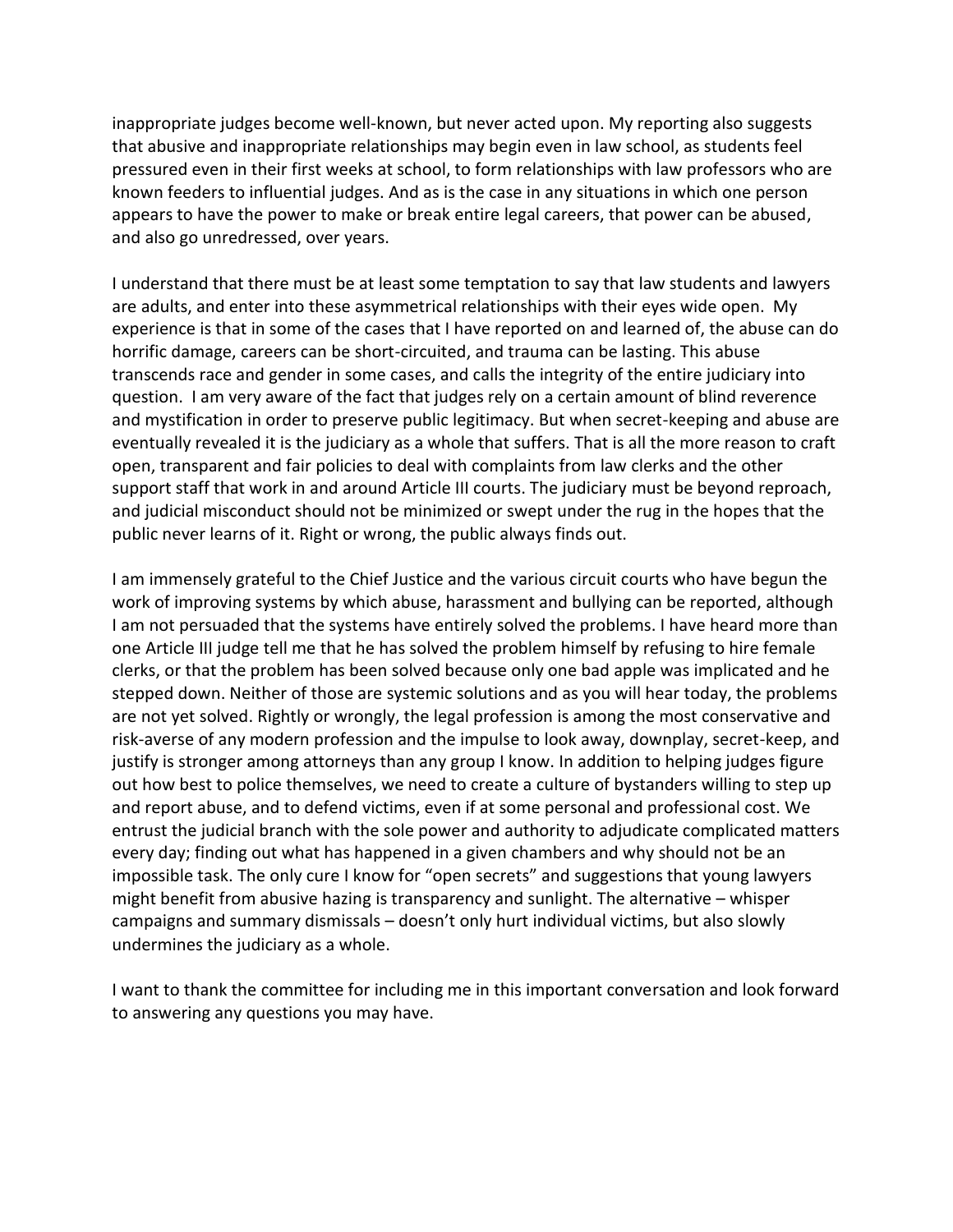inappropriate judges become well-known, but never acted upon. My reporting also suggests that abusive and inappropriate relationships may begin even in law school, as students feel pressured even in their first weeks at school, to form relationships with law professors who are known feeders to influential judges. And as is the case in any situations in which one person appears to have the power to make or break entire legal careers, that power can be abused, and also go unredressed, over years.

I understand that there must be at least some temptation to say that law students and lawyers are adults, and enter into these asymmetrical relationships with their eyes wide open. My experience is that in some of the cases that I have reported on and learned of, the abuse can do horrific damage, careers can be short-circuited, and trauma can be lasting. This abuse transcends race and gender in some cases, and calls the integrity of the entire judiciary into question. I am very aware of the fact that judges rely on a certain amount of blind reverence and mystification in order to preserve public legitimacy. But when secret-keeping and abuse are eventually revealed it is the judiciary as a whole that suffers. That is all the more reason to craft open, transparent and fair policies to deal with complaints from law clerks and the other support staff that work in and around Article III courts. The judiciary must be beyond reproach, and judicial misconduct should not be minimized or swept under the rug in the hopes that the public never learns of it. Right or wrong, the public always finds out.

I am immensely grateful to the Chief Justice and the various circuit courts who have begun the work of improving systems by which abuse, harassment and bullying can be reported, although I am not persuaded that the systems have entirely solved the problems. I have heard more than one Article III judge tell me that he has solved the problem himself by refusing to hire female clerks, or that the problem has been solved because only one bad apple was implicated and he stepped down. Neither of those are systemic solutions and as you will hear today, the problems are not yet solved. Rightly or wrongly, the legal profession is among the most conservative and risk-averse of any modern profession and the impulse to look away, downplay, secret-keep, and justify is stronger among attorneys than any group I know. In addition to helping judges figure out how best to police themselves, we need to create a culture of bystanders willing to step up and report abuse, and to defend victims, even if at some personal and professional cost. We entrust the judicial branch with the sole power and authority to adjudicate complicated matters every day; finding out what has happened in a given chambers and why should not be an impossible task. The only cure I know for "open secrets" and suggestions that young lawyers might benefit from abusive hazing is transparency and sunlight. The alternative – whisper campaigns and summary dismissals – doesn't only hurt individual victims, but also slowly undermines the judiciary as a whole.

I want to thank the committee for including me in this important conversation and look forward to answering any questions you may have.